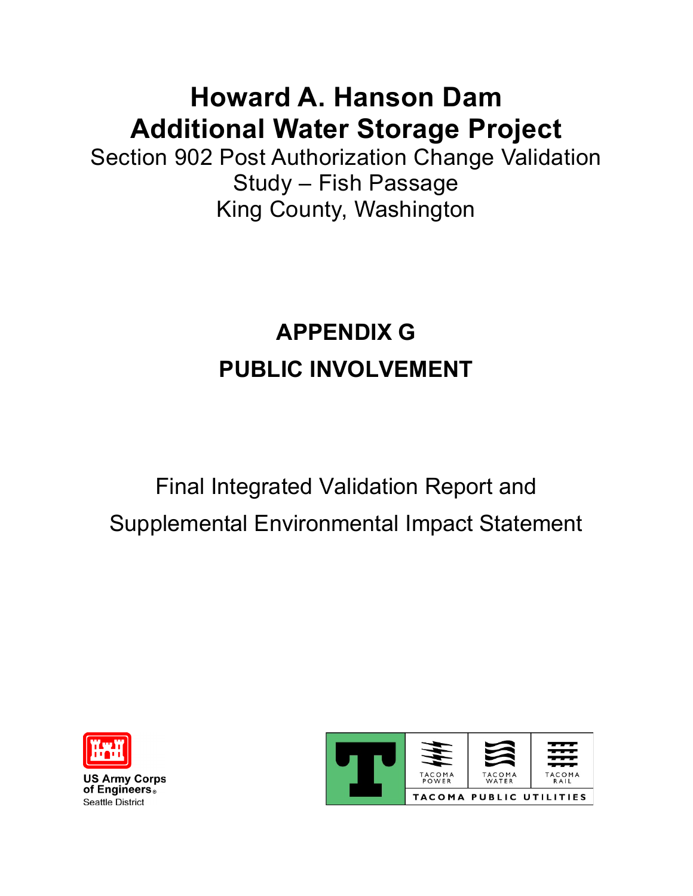# Howard A. Hanson Dam
# Additional Water Storage Project

Section 902 Post Authorization Change Validation Study – Fish Passage
King County, Washington

## APPENDIX G

## PUBLIC INVOLVEMENT

Final Integrated Validation Report and
Supplemental Environmental Impact Statement

US Army Corps of Engineers®
Seattle District

TACOMA POWER | TACOMA WATER | TACOMA RAIL
TACOMA PUBLIC UTILITIES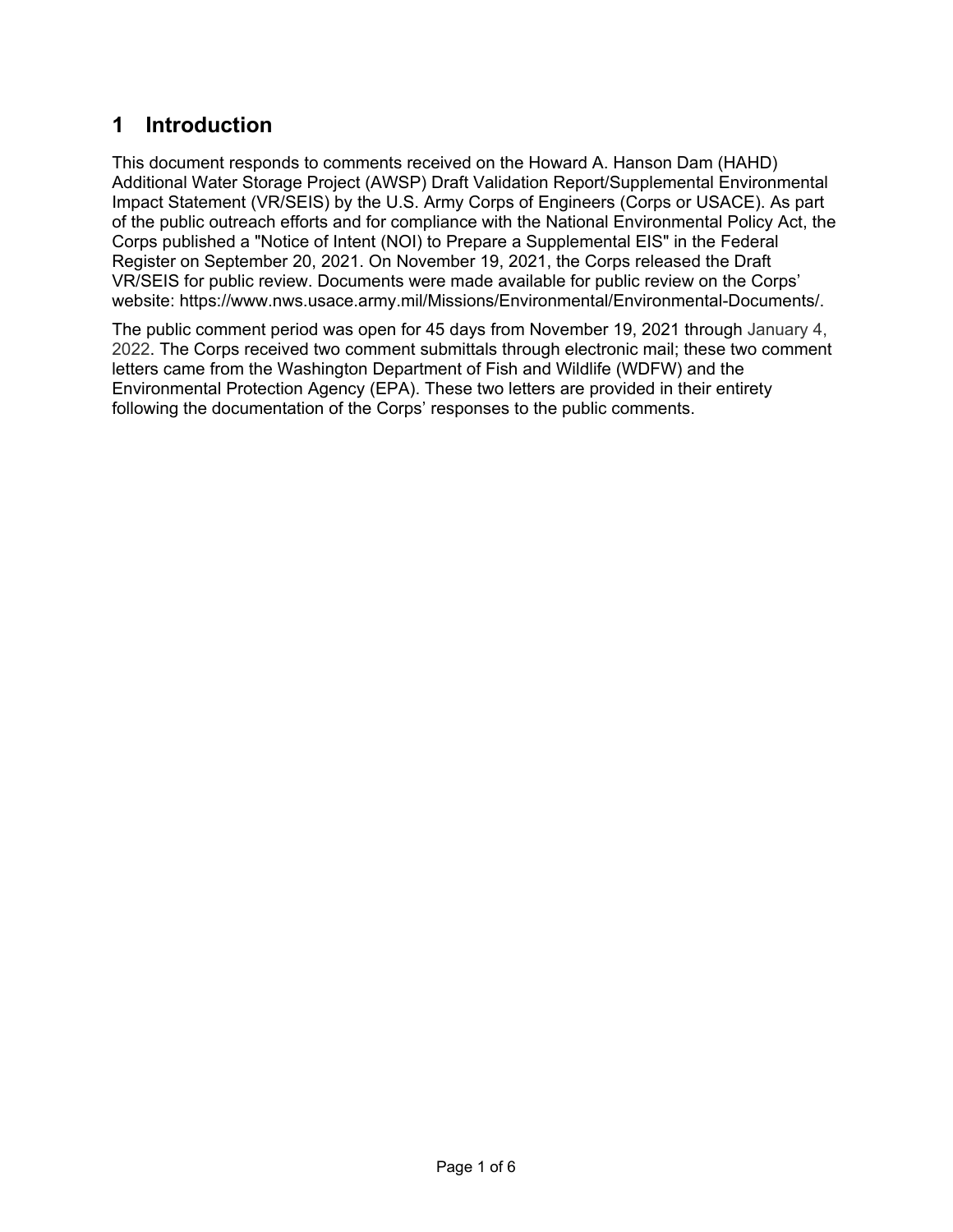# 1 Introduction

This document responds to comments received on the Howard A. Hanson Dam (HAHD) Additional Water Storage Project (AWSP) Draft Validation Report/Supplemental Environmental Impact Statement (VR/SEIS) by the U.S. Army Corps of Engineers (Corps or USACE). As part of the public outreach efforts and for compliance with the National Environmental Policy Act, the Corps published a "Notice of Intent (NOI) to Prepare a Supplemental EIS" in the Federal Register on September 20, 2021. On November 19, 2021, the Corps released the Draft VR/SEIS for public review. Documents were made available for public review on the Corps' website: https://www.nws.usace.army.mil/Missions/Environmental/Environmental-Documents/.

The public comment period was open for 45 days from November 19, 2021 through January 4, 2022. The Corps received two comment submittals through electronic mail; these two comment letters came from the Washington Department of Fish and Wildlife (WDFW) and the Environmental Protection Agency (EPA). These two letters are provided in their entirety following the documentation of the Corps' responses to the public comments.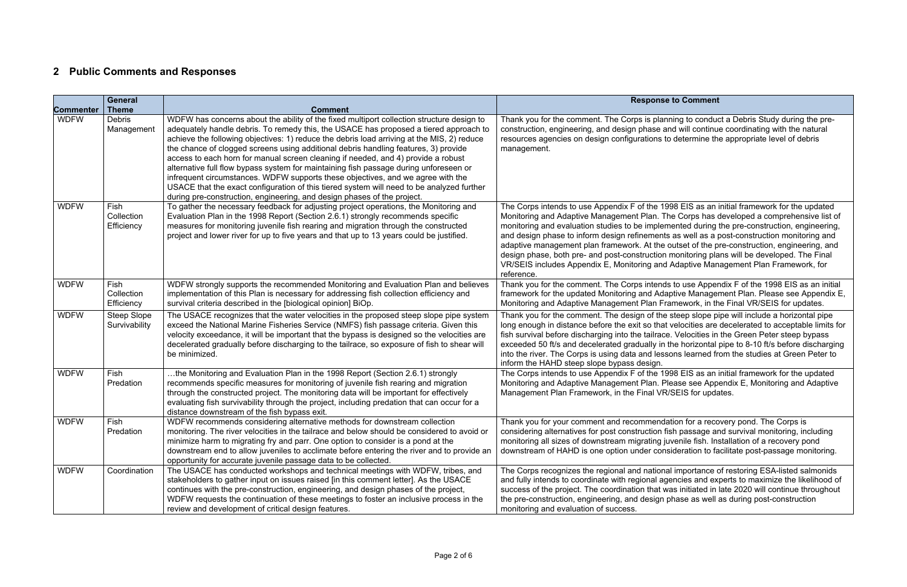## 2 Public Comments and Responses

| Commenter | General Theme | Comment | Response to Comment |
|---|---|---|---|
| WDFW | Debris Management | WDFW has concerns about the ability of the fixed multiport collection structure design to adequately handle debris. To remedy this, the USACE has proposed a tiered approach to achieve the following objectives: 1) reduce the debris load arriving at the MIS, 2) reduce the chance of clogged screens using additional debris handling features, 3) provide access to each horn for manual screen cleaning if needed, and 4) provide a robust alternative full flow bypass system for maintaining fish passage during unforeseen or infrequent circumstances. WDFW supports these objectives, and we agree with the USACE that the exact configuration of this tiered system will need to be analyzed further during pre-construction, engineering, and design phases of the project. | Thank you for the comment. The Corps is planning to conduct a Debris Study during the pre-construction, engineering, and design phase and will continue coordinating with the natural resources agencies on design configurations to determine the appropriate level of debris management. |
| WDFW | Fish Collection Efficiency | To gather the necessary feedback for adjusting project operations, the Monitoring and Evaluation Plan in the 1998 Report (Section 2.6.1) strongly recommends specific measures for monitoring juvenile fish rearing and migration through the constructed project and lower river for up to five years and that up to 13 years could be justified. | The Corps intends to use Appendix F of the 1998 EIS as an initial framework for the updated Monitoring and Adaptive Management Plan. The Corps has developed a comprehensive list of monitoring and evaluation studies to be implemented during the pre-construction, engineering, and design phase to inform design refinements as well as a post-construction monitoring and adaptive management plan framework. At the outset of the pre-construction, engineering, and design phase, both pre- and post-construction monitoring plans will be developed. The Final VR/SEIS includes Appendix E, Monitoring and Adaptive Management Plan Framework, for reference. |
| WDFW | Fish Collection Efficiency | WDFW strongly supports the recommended Monitoring and Evaluation Plan and believes implementation of this Plan is necessary for addressing fish collection efficiency and survival criteria described in the [biological opinion] BiOp. | Thank you for the comment. The Corps intends to use Appendix F of the 1998 EIS as an initial framework for the updated Monitoring and Adaptive Management Plan. Please see Appendix E, Monitoring and Adaptive Management Plan Framework, in the Final VR/SEIS for updates. |
| WDFW | Steep Slope Survivability | The USACE recognizes that the water velocities in the proposed steep slope pipe system exceed the National Marine Fisheries Service (NMFS) fish passage criteria. Given this velocity exceedance, it will be important that the bypass is designed so the velocities are decelerated gradually before discharging to the tailrace, so exposure of fish to shear will be minimized. | Thank you for the comment. The design of the steep slope pipe will include a horizontal pipe long enough in distance before the exit so that velocities are decelerated to acceptable limits for fish survival before discharging into the tailrace. Velocities in the Green Peter steep bypass exceeded 50 ft/s and decelerated gradually in the horizontal pipe to 8-10 ft/s before discharging into the river. The Corps is using data and lessons learned from the studies at Green Peter to inform the HAHD steep slope bypass design. |
| WDFW | Fish Predation | …the Monitoring and Evaluation Plan in the 1998 Report (Section 2.6.1) strongly recommends specific measures for monitoring of juvenile fish rearing and migration through the constructed project. The monitoring data will be important for effectively evaluating fish survivability through the project, including predation that can occur for a distance downstream of the fish bypass exit. | The Corps intends to use Appendix F of the 1998 EIS as an initial framework for the updated Monitoring and Adaptive Management Plan. Please see Appendix E, Monitoring and Adaptive Management Plan Framework, in the Final VR/SEIS for updates. |
| WDFW | Fish Predation | WDFW recommends considering alternative methods for downstream collection monitoring. The river velocities in the tailrace and below should be considered to avoid or minimize harm to migrating fry and parr. One option to consider is a pond at the downstream end to allow juveniles to acclimate before entering the river and to provide an opportunity for accurate juvenile passage data to be collected. | Thank you for your comment and recommendation for a recovery pond. The Corps is considering alternatives for post construction fish passage and survival monitoring, including monitoring all sizes of downstream migrating juvenile fish. Installation of a recovery pond downstream of HAHD is one option under consideration to facilitate post-passage monitoring. |
| WDFW | Coordination | The USACE has conducted workshops and technical meetings with WDFW, tribes, and stakeholders to gather input on issues raised [in this comment letter]. As the USACE continues with the pre-construction, engineering, and design phases of the project, WDFW requests the continuation of these meetings to foster an inclusive process in the review and development of critical design features. | The Corps recognizes the regional and national importance of restoring ESA-listed salmonids and fully intends to coordinate with regional agencies and experts to maximize the likelihood of success of the project. The coordination that was initiated in late 2020 will continue throughout the pre-construction, engineering, and design phase as well as during post-construction monitoring and evaluation of success. |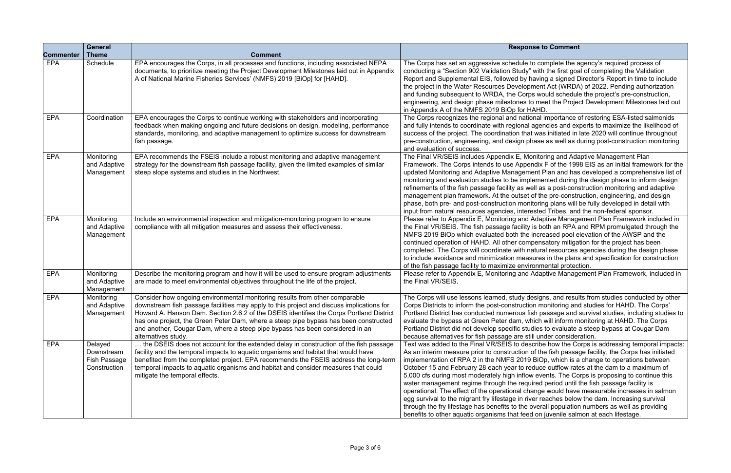| Commenter | General Theme | Comment | Response to Comment |
|---|---|---|---|
| EPA | Schedule | EPA encourages the Corps, in all processes and functions, including associated NEPA documents, to prioritize meeting the Project Development Milestones laid out in Appendix A of National Marine Fisheries Services' (NMFS) 2019 [BiOp] for [HAHD]. | The Corps has set an aggressive schedule to complete the agency's required process of conducting a "Section 902 Validation Study" with the first goal of completing the Validation Report and Supplemental EIS, followed by having a signed Director's Report in time to include the project in the Water Resources Development Act (WRDA) of 2022. Pending authorization and funding subsequent to WRDA, the Corps would schedule the project's pre-construction, engineering, and design phase milestones to meet the Project Development Milestones laid out in Appendix A of the NMFS 2019 BiOp for HAHD. |
| EPA | Coordination | EPA encourages the Corps to continue working with stakeholders and incorporating feedback when making ongoing and future decisions on design, modeling, performance standards, monitoring, and adaptive management to optimize success for downstream fish passage. | The Corps recognizes the regional and national importance of restoring ESA-listed salmonids and fully intends to coordinate with regional agencies and experts to maximize the likelihood of success of the project. The coordination that was initiated in late 2020 will continue throughout pre-construction, engineering, and design phase as well as during post-construction monitoring and evaluation of success. |
| EPA | Monitoring and Adaptive Management | EPA recommends the FSEIS include a robust monitoring and adaptive management strategy for the downstream fish passage facility, given the limited examples of similar steep slope systems and studies in the Northwest. | The Final VR/SEIS includes Appendix E, Monitoring and Adaptive Management Plan Framework. The Corps intends to use Appendix F of the 1998 EIS as an initial framework for the updated Monitoring and Adaptive Management Plan and has developed a comprehensive list of monitoring and evaluation studies to be implemented during the design phase to inform design refinements of the fish passage facility as well as a post-construction monitoring and adaptive management plan framework. At the outset of the pre-construction, engineering, and design phase, both pre- and post-construction monitoring plans will be fully developed in detail with input from natural resources agencies, interested Tribes, and the non-federal sponsor. |
| EPA | Monitoring and Adaptive Management | Include an environmental inspection and mitigation-monitoring program to ensure compliance with all mitigation measures and assess their effectiveness. | Please refer to Appendix E, Monitoring and Adaptive Management Plan Framework included in the Final VR/SEIS. The fish passage facility is both an RPA and RPM promulgated through the NMFS 2019 BiOp which evaluated both the increased pool elevation of the AWSP and the continued operation of HAHD. All other compensatory mitigation for the project has been completed. The Corps will coordinate with natural resources agencies during the design phase to include avoidance and minimization measures in the plans and specification for construction of the fish passage facility to maximize environmental protection. |
| EPA | Monitoring and Adaptive Management | Describe the monitoring program and how it will be used to ensure program adjustments are made to meet environmental objectives throughout the life of the project. | Please refer to Appendix E, Monitoring and Adaptive Management Plan Framework, included in the Final VR/SEIS. |
| EPA | Monitoring and Adaptive Management | Consider how ongoing environmental monitoring results from other comparable downstream fish passage facilities may apply to this project and discuss implications for Howard A. Hanson Dam. Section 2.6.2 of the DSEIS identifies the Corps Portland District has one project, the Green Peter Dam, where a steep pipe bypass has been constructed and another, Cougar Dam, where a steep pipe bypass has been considered in an alternatives study. | The Corps will use lessons learned, study designs, and results from studies conducted by other Corps Districts to inform the post-construction monitoring and studies for HAHD. The Corps' Portland District has conducted numerous fish passage and survival studies, including studies to evaluate the bypass at Green Peter dam, which will inform monitoring at HAHD. The Corps Portland District did not develop specific studies to evaluate a steep bypass at Cougar Dam because alternatives for fish passage are still under consideration. |
| EPA | Delayed Downstream Fish Passage Construction | … the DSEIS does not account for the extended delay in construction of the fish passage facility and the temporal impacts to aquatic organisms and habitat that would have benefited from the completed project. EPA recommends the FSEIS address the long-term temporal impacts to aquatic organisms and habitat and consider measures that could mitigate the temporal effects. | Text was added to the Final VR/SEIS to describe how the Corps is addressing temporal impacts: As an interim measure prior to construction of the fish passage facility, the Corps has initiated implementation of RPA 2 in the NMFS 2019 BiOp, which is a change to operations between October 15 and February 28 each year to reduce outflow rates at the dam to a maximum of 5,000 cfs during most moderately high inflow events. The Corps is proposing to continue this water management regime through the required period until the fish passage facility is operational. The effect of the operational change would have measurable increases in salmon egg survival to the migrant fry lifestage in river reaches below the dam. Increasing survival through the fry lifestage has benefits to the overall population numbers as well as providing benefits to other aquatic organisms that feed on juvenile salmon at each lifestage. |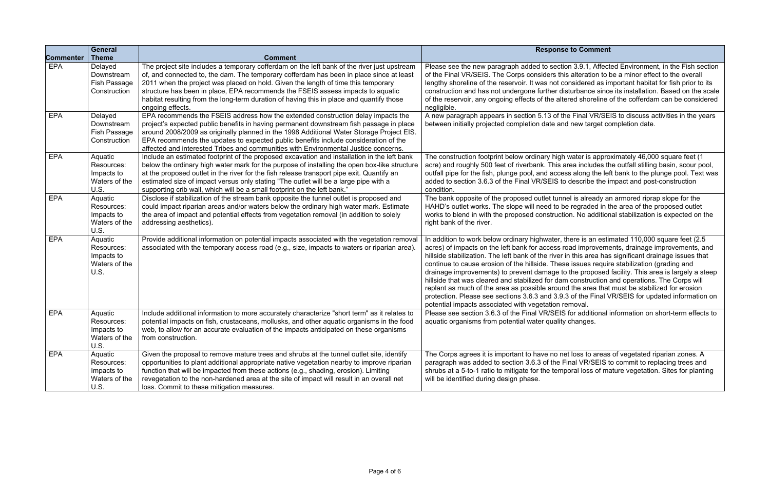| Commenter | General Theme | Comment | Response to Comment |
|---|---|---|---|
| EPA | Delayed Downstream Fish Passage Construction | The project site includes a temporary cofferdam on the left bank of the river just upstream of, and connected to, the dam. The temporary cofferdam has been in place since at least 2011 when the project was placed on hold. Given the length of time this temporary structure has been in place, EPA recommends the FSEIS assess impacts to aquatic habitat resulting from the long-term duration of having this in place and quantify those ongoing effects. | Please see the new paragraph added to section 3.9.1, Affected Environment, in the Fish section of the Final VR/SEIS. The Corps considers this alteration to be a minor effect to the overall lengthy shoreline of the reservoir. It was not considered as important habitat for fish prior to its construction and has not undergone further disturbance since its installation. Based on the scale of the reservoir, any ongoing effects of the altered shoreline of the cofferdam can be considered negligible. |
| EPA | Delayed Downstream Fish Passage Construction | EPA recommends the FSEIS address how the extended construction delay impacts the project's expected public benefits in having permanent downstream fish passage in place around 2008/2009 as originally planned in the 1998 Additional Water Storage Project EIS. EPA recommends the updates to expected public benefits include consideration of the affected and interested Tribes and communities with Environmental Justice concerns. | A new paragraph appears in section 5.13 of the Final VR/SEIS to discuss activities in the years between initially projected completion date and new target completion date. |
| EPA | Aquatic Resources: Impacts to Waters of the U.S. | Include an estimated footprint of the proposed excavation and installation in the left bank below the ordinary high water mark for the purpose of installing the open box-like structure at the proposed outlet in the river for the fish release transport pipe exit. Quantify an estimated size of impact versus only stating "The outlet will be a large pipe with a supporting crib wall, which will be a small footprint on the left bank." | The construction footprint below ordinary high water is approximately 46,000 square feet (1 acre) and roughly 500 feet of riverbank. This area includes the outfall stilling basin, scour pool, outfall pipe for the fish, plunge pool, and access along the left bank to the plunge pool. Text was added to section 3.6.3 of the Final VR/SEIS to describe the impact and post-construction condition. |
| EPA | Aquatic Resources: Impacts to Waters of the U.S. | Disclose if stabilization of the stream bank opposite the tunnel outlet is proposed and could impact riparian areas and/or waters below the ordinary high water mark. Estimate the area of impact and potential effects from vegetation removal (in addition to solely addressing aesthetics). | The bank opposite of the proposed outlet tunnel is already an armored riprap slope for the HAHD's outlet works. The slope will need to be regraded in the area of the proposed outlet works to blend in with the proposed construction. No additional stabilization is expected on the right bank of the river. |
| EPA | Aquatic Resources: Impacts to Waters of the U.S. | Provide additional information on potential impacts associated with the vegetation removal associated with the temporary access road (e.g., size, impacts to waters or riparian area). | In addition to work below ordinary highwater, there is an estimated 110,000 square feet (2.5 acres) of impacts on the left bank for access road improvements, drainage improvements, and hillside stabilization. The left bank of the river in this area has significant drainage issues that continue to cause erosion of the hillside. These issues require stabilization (grading and drainage improvements) to prevent damage to the proposed facility. This area is largely a steep hillside that was cleared and stabilized for dam construction and operations. The Corps will replant as much of the area as possible around the area that must be stabilized for erosion protection. Please see sections 3.6.3 and 3.9.3 of the Final VR/SEIS for updated information on potential impacts associated with vegetation removal. |
| EPA | Aquatic Resources: Impacts to Waters of the U.S. | Include additional information to more accurately characterize "short term" as it relates to potential impacts on fish, crustaceans, mollusks, and other aquatic organisms in the food web, to allow for an accurate evaluation of the impacts anticipated on these organisms from construction. | Please see section 3.6.3 of the Final VR/SEIS for additional information on short-term effects to aquatic organisms from potential water quality changes. |
| EPA | Aquatic Resources: Impacts to Waters of the U.S. | Given the proposal to remove mature trees and shrubs at the tunnel outlet site, identify opportunities to plant additional appropriate native vegetation nearby to improve riparian function that will be impacted from these actions (e.g., shading, erosion). Limiting revegetation to the non-hardened area at the site of impact will result in an overall net loss. Commit to these mitigation measures. | The Corps agrees it is important to have no net loss to areas of vegetated riparian zones. A paragraph was added to section 3.6.3 of the Final VR/SEIS to commit to replacing trees and shrubs at a 5-to-1 ratio to mitigate for the temporal loss of mature vegetation. Sites for planting will be identified during design phase. |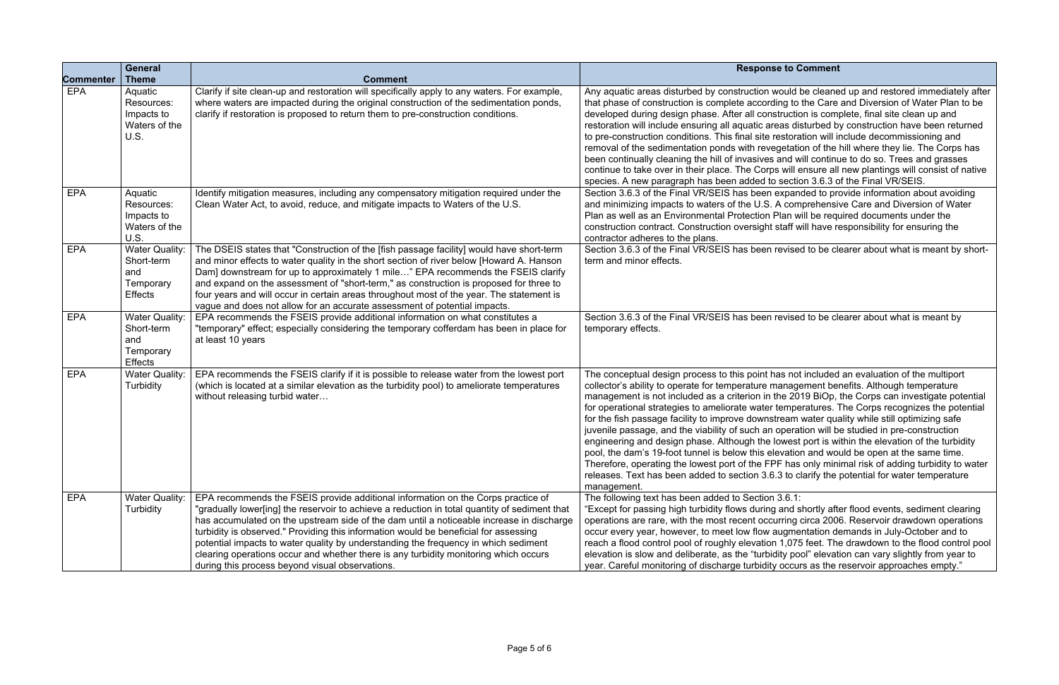| Commenter | General Theme | Comment | Response to Comment |
|---|---|---|---|
| EPA | Aquatic Resources: Impacts to Waters of the U.S. | Clarify if site clean-up and restoration will specifically apply to any waters. For example, where waters are impacted during the original construction of the sedimentation ponds, clarify if restoration is proposed to return them to pre-construction conditions. | Any aquatic areas disturbed by construction would be cleaned up and restored immediately after that phase of construction is complete according to the Care and Diversion of Water Plan to be developed during design phase. After all construction is complete, final site clean up and restoration will include ensuring all aquatic areas disturbed by construction have been returned to pre-construction conditions. This final site restoration will include decommissioning and removal of the sedimentation ponds with revegetation of the hill where they lie. The Corps has been continually cleaning the hill of invasives and will continue to do so. Trees and grasses continue to take over in their place. The Corps will ensure all new plantings will consist of native species. A new paragraph has been added to section 3.6.3 of the Final VR/SEIS. |
| EPA | Aquatic Resources: Impacts to Waters of the U.S. | Identify mitigation measures, including any compensatory mitigation required under the Clean Water Act, to avoid, reduce, and mitigate impacts to Waters of the U.S. | Section 3.6.3 of the Final VR/SEIS has been expanded to provide information about avoiding and minimizing impacts to waters of the U.S. A comprehensive Care and Diversion of Water Plan as well as an Environmental Protection Plan will be required documents under the construction contract. Construction oversight staff will have responsibility for ensuring the contractor adheres to the plans. |
| EPA | Water Quality: Short-term and Temporary Effects | The DSEIS states that "Construction of the [fish passage facility] would have short-term and minor effects to water quality in the short section of river below [Howard A. Hanson Dam] downstream for up to approximately 1 mile…" EPA recommends the FSEIS clarify and expand on the assessment of "short-term," as construction is proposed for three to four years and will occur in certain areas throughout most of the year. The statement is vague and does not allow for an accurate assessment of potential impacts. | Section 3.6.3 of the Final VR/SEIS has been revised to be clearer about what is meant by short-term and minor effects. |
| EPA | Water Quality: Short-term and Temporary Effects | EPA recommends the FSEIS provide additional information on what constitutes a "temporary" effect; especially considering the temporary cofferdam has been in place for at least 10 years | Section 3.6.3 of the Final VR/SEIS has been revised to be clearer about what is meant by temporary effects. |
| EPA | Water Quality: Turbidity | EPA recommends the FSEIS clarify if it is possible to release water from the lowest port (which is located at a similar elevation as the turbidity pool) to ameliorate temperatures without releasing turbid water… | The conceptual design process to this point has not included an evaluation of the multiport collector's ability to operate for temperature management benefits. Although temperature management is not included as a criterion in the 2019 BiOp, the Corps can investigate potential for operational strategies to ameliorate water temperatures. The Corps recognizes the potential for the fish passage facility to improve downstream water quality while still optimizing safe juvenile passage, and the viability of such an operation will be studied in pre-construction engineering and design phase. Although the lowest port is within the elevation of the turbidity pool, the dam's 19-foot tunnel is below this elevation and would be open at the same time. Therefore, operating the lowest port of the FPF has only minimal risk of adding turbidity to water releases. Text has been added to section 3.6.3 to clarify the potential for water temperature management. |
| EPA | Water Quality: Turbidity | EPA recommends the FSEIS provide additional information on the Corps practice of "gradually lower[ing] the reservoir to achieve a reduction in total quantity of sediment that has accumulated on the upstream side of the dam until a noticeable increase in discharge turbidity is observed." Providing this information would be beneficial for assessing potential impacts to water quality by understanding the frequency in which sediment clearing operations occur and whether there is any turbidity monitoring which occurs during this process beyond visual observations. | The following text has been added to Section 3.6.1:<br>"Except for passing high turbidity flows during and shortly after flood events, sediment clearing operations are rare, with the most recent occurring circa 2006. Reservoir drawdown operations occur every year, however, to meet low flow augmentation demands in July-October and to reach a flood control pool of roughly elevation 1,075 feet. The drawdown to the flood control pool elevation is slow and deliberate, as the "turbidity pool" elevation can vary slightly from year to year. Careful monitoring of discharge turbidity occurs as the reservoir approaches empty." |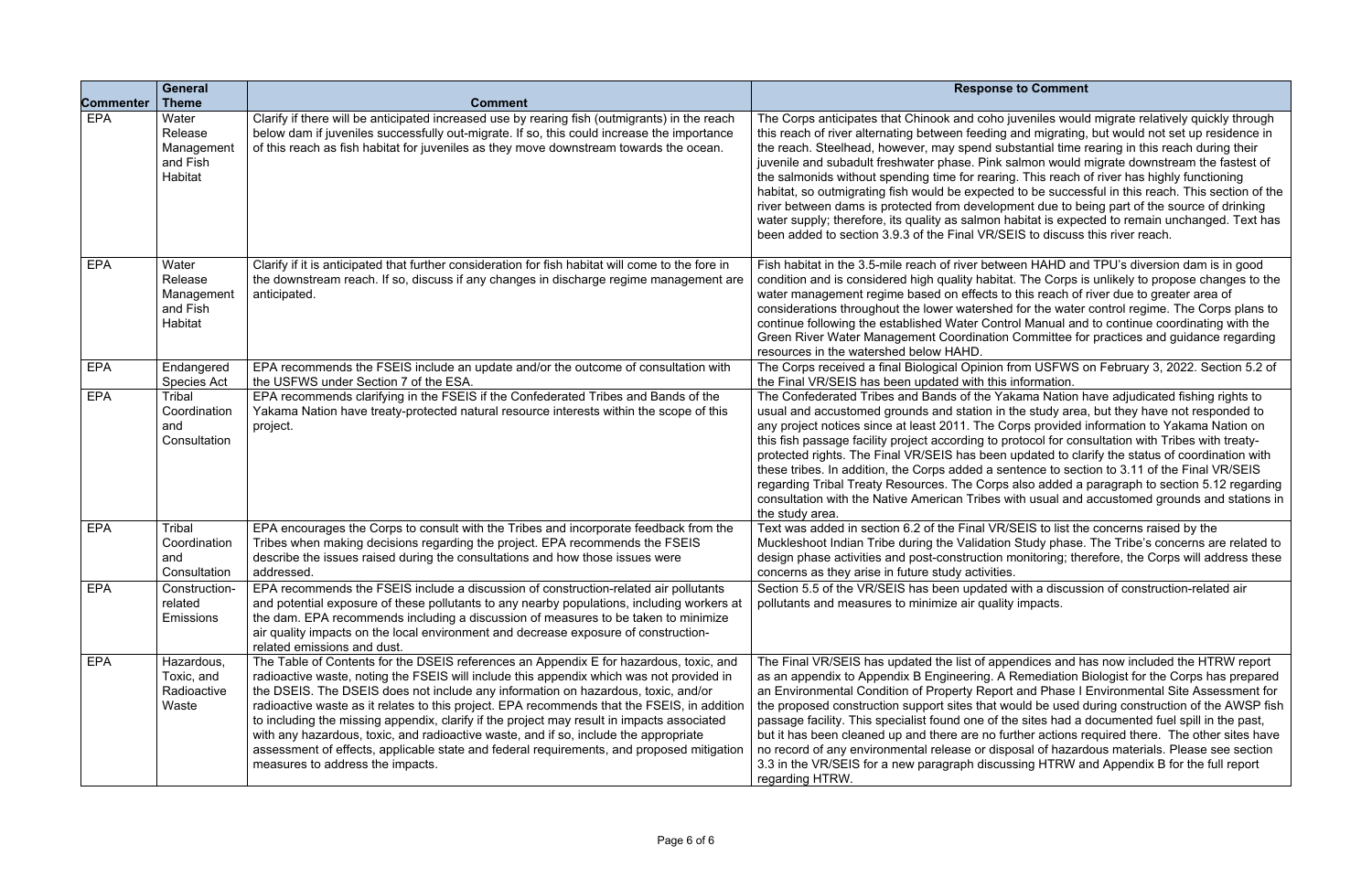| Commenter | General Theme | Comment | Response to Comment |
|---|---|---|---|
| EPA | Water Release Management and Fish Habitat | Clarify if there will be anticipated increased use by rearing fish (outmigrants) in the reach below dam if juveniles successfully out-migrate. If so, this could increase the importance of this reach as fish habitat for juveniles as they move downstream towards the ocean. | The Corps anticipates that Chinook and coho juveniles would migrate relatively quickly through this reach of river alternating between feeding and migrating, but would not set up residence in the reach. Steelhead, however, may spend substantial time rearing in this reach during their juvenile and subadult freshwater phase. Pink salmon would migrate downstream the fastest of the salmonids without spending time for rearing. This reach of river has highly functioning habitat, so outmigrating fish would be expected to be successful in this reach. This section of the river between dams is protected from development due to being part of the source of drinking water supply; therefore, its quality as salmon habitat is expected to remain unchanged. Text has been added to section 3.9.3 of the Final VR/SEIS to discuss this river reach. |
| EPA | Water Release Management and Fish Habitat | Clarify if it is anticipated that further consideration for fish habitat will come to the fore in the downstream reach. If so, discuss if any changes in discharge regime management are anticipated. | Fish habitat in the 3.5-mile reach of river between HAHD and TPU's diversion dam is in good condition and is considered high quality habitat. The Corps is unlikely to propose changes to the water management regime based on effects to this reach of river due to greater area of considerations throughout the lower watershed for the water control regime. The Corps plans to continue following the established Water Control Manual and to continue coordinating with the Green River Water Management Coordination Committee for practices and guidance regarding resources in the watershed below HAHD. |
| EPA | Endangered Species Act | EPA recommends the FSEIS include an update and/or the outcome of consultation with the USFWS under Section 7 of the ESA. | The Corps received a final Biological Opinion from USFWS on February 3, 2022. Section 5.2 of the Final VR/SEIS has been updated with this information. |
| EPA | Tribal Coordination and Consultation | EPA recommends clarifying in the FSEIS if the Confederated Tribes and Bands of the Yakama Nation have treaty-protected natural resource interests within the scope of this project. | The Confederated Tribes and Bands of the Yakama Nation have adjudicated fishing rights to usual and accustomed grounds and station in the study area, but they have not responded to any project notices since at least 2011. The Corps provided information to Yakama Nation on this fish passage facility project according to protocol for consultation with Tribes with treaty-protected rights. The Final VR/SEIS has been updated to clarify the status of coordination with these tribes. In addition, the Corps added a sentence to section to 3.11 of the Final VR/SEIS regarding Tribal Treaty Resources. The Corps also added a paragraph to section 5.12 regarding consultation with the Native American Tribes with usual and accustomed grounds and stations in the study area. |
| EPA | Tribal Coordination and Consultation | EPA encourages the Corps to consult with the Tribes and incorporate feedback from the Tribes when making decisions regarding the project. EPA recommends the FSEIS describe the issues raised during the consultations and how those issues were addressed. | Text was added in section 6.2 of the Final VR/SEIS to list the concerns raised by the Muckleshoot Indian Tribe during the Validation Study phase. The Tribe's concerns are related to design phase activities and post-construction monitoring; therefore, the Corps will address these concerns as they arise in future study activities. |
| EPA | Construction-related Emissions | EPA recommends the FSEIS include a discussion of construction-related air pollutants and potential exposure of these pollutants to any nearby populations, including workers at the dam. EPA recommends including a discussion of measures to be taken to minimize air quality impacts on the local environment and decrease exposure of construction-related emissions and dust. | Section 5.5 of the VR/SEIS has been updated with a discussion of construction-related air pollutants and measures to minimize air quality impacts. |
| EPA | Hazardous, Toxic, and Radioactive Waste | The Table of Contents for the DSEIS references an Appendix E for hazardous, toxic, and radioactive waste, noting the FSEIS will include this appendix which was not provided in the DSEIS. The DSEIS does not include any information on hazardous, toxic, and/or radioactive waste as it relates to this project. EPA recommends that the FSEIS, in addition to including the missing appendix, clarify if the project may result in impacts associated with any hazardous, toxic, and radioactive waste, and if so, include the appropriate assessment of effects, applicable state and federal requirements, and proposed mitigation measures to address the impacts. | The Final VR/SEIS has updated the list of appendices and has now included the HTRW report as an appendix to Appendix B Engineering. A Remediation Biologist for the Corps has prepared an Environmental Condition of Property Report and Phase I Environmental Site Assessment for the proposed construction support sites that would be used during construction of the AWSP fish passage facility. This specialist found one of the sites had a documented fuel spill in the past, but it has been cleaned up and there are no further actions required there. The other sites have no record of any environmental release or disposal of hazardous materials. Please see section 3.3 in the VR/SEIS for a new paragraph discussing HTRW and Appendix B for the full report regarding HTRW. |